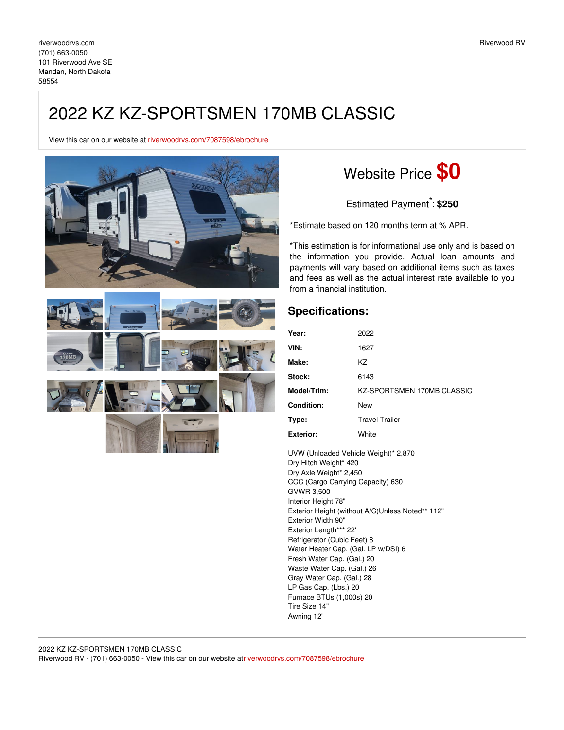riverwoodrvs.com
(701) 663-0050
101 Riverwood Ave SE
Mandan, North Dakota
58554

Riverwood RV

# 2022 KZ KZ-SPORTSMEN 170MB CLASSIC

View this car on our website at riverwoodrvs.com/7087598/ebrochure

## Website Price **$0**

Estimated Payment*: **$250**

*Estimate based on 120 months term at % APR.

*This estimation is for informational use only and is based on the information you provide. Actual loan amounts and payments will vary based on additional items such as taxes and fees as well as the actual interest rate available to you from a financial institution.

## Specifications:

| | |
|---|---|
| **Year:** | 2022 |
| **VIN:** | 1627 |
| **Make:** | KZ |
| **Stock:** | 6143 |
| **Model/Trim:** | KZ-SPORTSMEN 170MB CLASSIC |
| **Condition:** | New |
| **Type:** | Travel Trailer |
| **Exterior:** | White |

UVW (Unloaded Vehicle Weight)* 2,870
Dry Hitch Weight* 420
Dry Axle Weight* 2,450
CCC (Cargo Carrying Capacity) 630
GVWR 3,500
Interior Height 78"
Exterior Height (without A/C)Unless Noted** 112"
Exterior Width 90"
Exterior Length*** 22'
Refrigerator (Cubic Feet) 8
Water Heater Cap. (Gal. LP w/DSI) 6
Fresh Water Cap. (Gal.) 20
Waste Water Cap. (Gal.) 26
Gray Water Cap. (Gal.) 28
LP Gas Cap. (Lbs.) 20
Furnace BTUs (1,000s) 20
Tire Size 14"
Awning 12'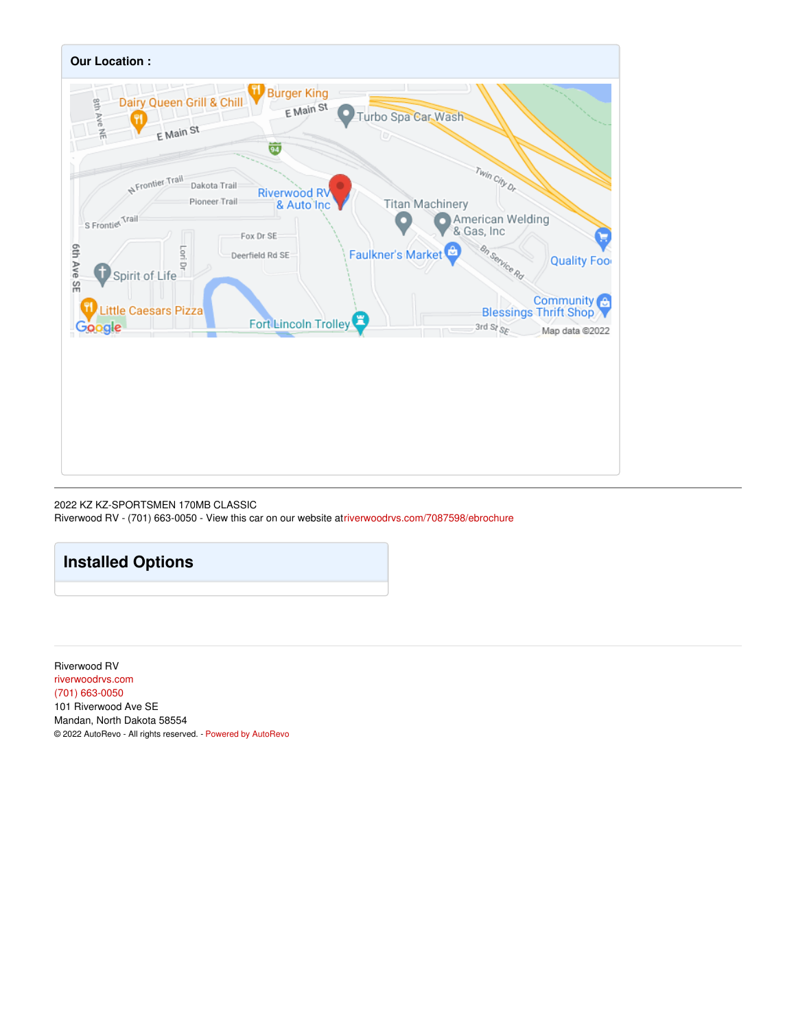**Our Location :**

2022 KZ KZ-SPORTSMEN 170MB CLASSIC
Riverwood RV - (701) 663-0050 - View this car on our website atriverwoodrvs.com/7087598/ebrochure

## Installed Options

Riverwood RV
riverwoodrvs.com
(701) 663-0050
101 Riverwood Ave SE
Mandan, North Dakota 58554
© 2022 AutoRevo - All rights reserved. - Powered by AutoRevo